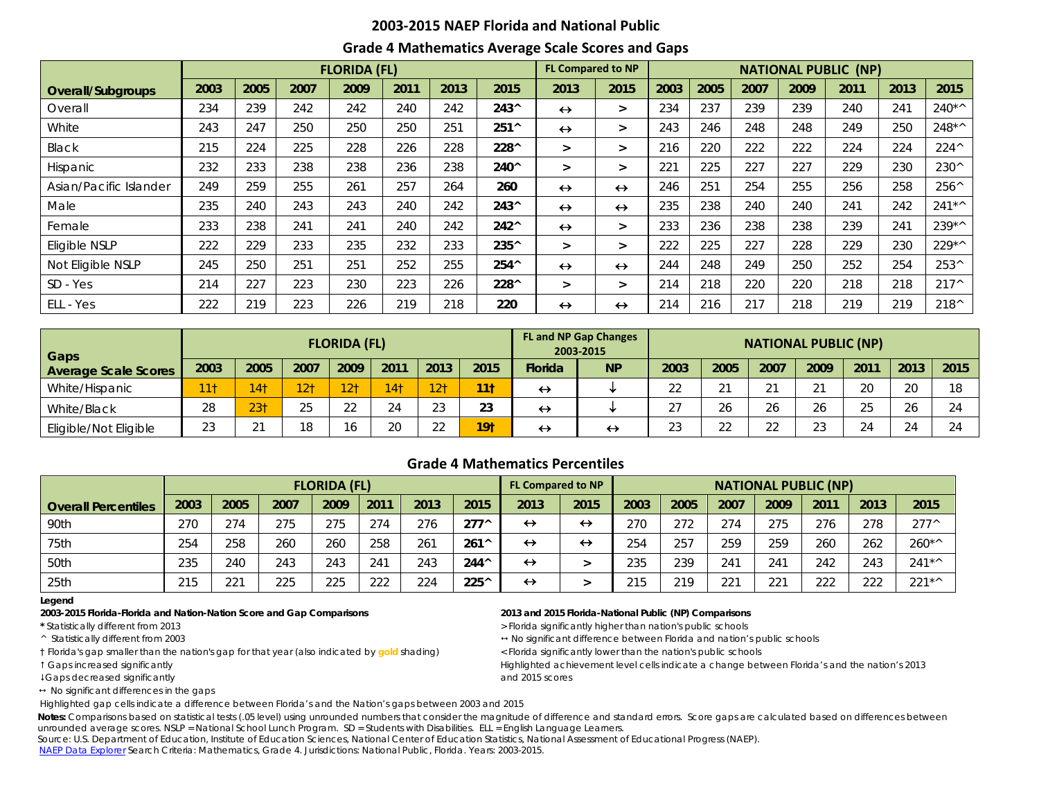# 2003-2015 NAEP Florida and National Public

## Grade 4 Mathematics Average Scale Scores and Gaps

| Overall/Subgroups | FLORIDA (FL) | | | | | | | FL Compared to NP | | NATIONAL PUBLIC (NP) | | | | | | |
|---|---|---|---|---|---|---|---|---|---|---|---|---|---|---|---|---|
| | 2003 | 2005 | 2007 | 2009 | 2011 | 2013 | 2015 | 2013 | 2015 | 2003 | 2005 | 2007 | 2009 | 2011 | 2013 | 2015 |
| Overall | 234 | 239 | 242 | 242 | 240 | 242 | **243^** | ↔ | > | 234 | 237 | 239 | 239 | 240 | 241 | 240*^ |
| White | 243 | 247 | 250 | 250 | 250 | 251 | **251^** | ↔ | > | 243 | 246 | 248 | 248 | 249 | 250 | 248*^ |
| Black | 215 | 224 | 225 | 228 | 226 | 228 | **228^** | > | > | 216 | 220 | 222 | 222 | 224 | 224 | 224^ |
| Hispanic | 232 | 233 | 238 | 238 | 236 | 238 | **240^** | > | > | 221 | 225 | 227 | 227 | 229 | 230 | 230^ |
| Asian/Pacific Islander | 249 | 259 | 255 | 261 | 257 | 264 | **260** | ↔ | ↔ | 246 | 251 | 254 | 255 | 256 | 258 | 256^ |
| Male | 235 | 240 | 243 | 243 | 240 | 242 | **243^** | ↔ | ↔ | 235 | 238 | 240 | 240 | 241 | 242 | 241*^ |
| Female | 233 | 238 | 241 | 241 | 240 | 242 | **242^** | ↔ | > | 233 | 236 | 238 | 238 | 239 | 241 | 239*^ |
| Eligible NSLP | 222 | 229 | 233 | 235 | 232 | 233 | **235^** | > | > | 222 | 225 | 227 | 228 | 229 | 230 | 229*^ |
| Not Eligible NSLP | 245 | 250 | 251 | 251 | 252 | 255 | **254^** | ↔ | ↔ | 244 | 248 | 249 | 250 | 252 | 254 | 253^ |
| SD - Yes | 214 | 227 | 223 | 230 | 223 | 226 | **228^** | > | > | 214 | 218 | 220 | 220 | 218 | 218 | 217^ |
| ELL - Yes | 222 | 219 | 223 | 226 | 219 | 218 | **220** | ↔ | ↔ | 214 | 216 | 217 | 218 | 219 | 219 | 218^ |

| Gaps Average Scale Scores | FLORIDA (FL) | | | | | | | FL and NP Gap Changes 2003-2015 | | NATIONAL PUBLIC (NP) | | | | | | |
|---|---|---|---|---|---|---|---|---|---|---|---|---|---|---|---|---|
| | 2003 | 2005 | 2007 | 2009 | 2011 | 2013 | 2015 | Florida | NP | 2003 | 2005 | 2007 | 2009 | 2011 | 2013 | 2015 |
| White/Hispanic | 11† | 14† | 12† | 12† | 14† | 12† | **11†** | ↔ | ↓ | 22 | 21 | 21 | 21 | 20 | 20 | 18 |
| White/Black | 28 | 23† | 25 | 22 | 24 | 23 | **23** | ↔ | ↓ | 27 | 26 | 26 | 26 | 25 | 26 | 24 |
| Eligible/Not Eligible | 23 | 21 | 18 | 16 | 20 | 22 | **19†** | ↔ | ↔ | 23 | 22 | 22 | 23 | 24 | 24 | 24 |

## Grade 4 Mathematics Percentiles

| Overall Percentiles | FLORIDA (FL) | | | | | | | FL Compared to NP | | NATIONAL PUBLIC (NP) | | | | | | |
|---|---|---|---|---|---|---|---|---|---|---|---|---|---|---|---|---|
| | 2003 | 2005 | 2007 | 2009 | 2011 | 2013 | 2015 | 2013 | 2015 | 2003 | 2005 | 2007 | 2009 | 2011 | 2013 | 2015 |
| 90th | 270 | 274 | 275 | 275 | 274 | 276 | **277^** | ↔ | ↔ | 270 | 272 | 274 | 275 | 276 | 278 | 277^ |
| 75th | 254 | 258 | 260 | 260 | 258 | 261 | **261^** | ↔ | ↔ | 254 | 257 | 259 | 259 | 260 | 262 | 260*^ |
| 50th | 235 | 240 | 243 | 243 | 241 | 243 | **244^** | ↔ | > | 235 | 239 | 241 | 241 | 242 | 243 | 241*^ |
| 25th | 215 | 221 | 225 | 225 | 222 | 224 | **225^** | ↔ | > | 215 | 219 | 221 | 221 | 222 | 222 | 221*^ |

**Legend**

**2003-2015 Florida-Florida and Nation-Nation Score and Gap Comparisons**

**\*** Statistically different from 2013

^ Statistically different from 2003

† Florida's gap smaller than the nation's gap for that year (also indicated by gold shading)

↑ Gaps increased significantly

↓Gaps decreased significantly

↔ No significant differences in the gaps

Highlighted gap cells indicate a difference between Florida's and the Nation's gaps between 2003 and 2015

**2013 and 2015 Florida-National Public (NP) Comparisons**

> Florida significantly higher than nation's public schools

↔ No significant difference between Florida and nation's public schools

< Florida significantly lower than the nation's public schools

Highlighted achievement level cells indicate a change between Florida's and the nation's 2013 and 2015 scores

**Notes:** Comparisons based on statistical tests (.05 level) using unrounded numbers that consider the magnitude of difference and standard errors. Score gaps are calculated based on differences between unrounded average scores. NSLP = National School Lunch Program. SD = Students with Disabilities. ELL = English Language Learners.

Source: U.S. Department of Education, Institute of Education Sciences, National Center of Education Statistics, National Assessment of Educational Progress (NAEP).

NAEP Data Explorer Search Criteria: Mathematics, Grade 4. Jurisdictions: National Public, Florida. Years: 2003-2015.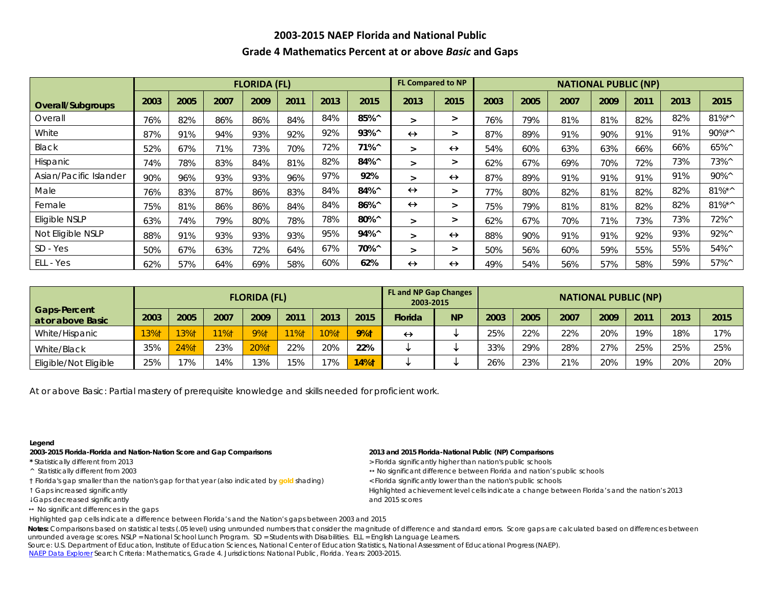## 2003-2015 NAEP Florida and National Public

## Grade 4 Mathematics Percent at or above *Basic* and Gaps

| Overall/Subgroups | FLORIDA (FL) | | | | | | | FL Compared to NP | | NATIONAL PUBLIC (NP) | | | | | | |
|---|---|---|---|---|---|---|---|---|---|---|---|---|---|---|---|---|
| | 2003 | 2005 | 2007 | 2009 | 2011 | 2013 | 2015 | 2013 | 2015 | 2003 | 2005 | 2007 | 2009 | 2011 | 2013 | 2015 |
| Overall | 76% | 82% | 86% | 86% | 84% | 84% | **85%^** | > | > | 76% | 79% | 81% | 81% | 82% | 82% | 81%*^ |
| White | 87% | 91% | 94% | 93% | 92% | 92% | **93%^** | ↔ | > | 87% | 89% | 91% | 90% | 91% | 91% | 90%*^ |
| Black | 52% | 67% | 71% | 73% | 70% | 72% | **71%^** | > | ↔ | 54% | 60% | 63% | 63% | 66% | 66% | 65%^ |
| Hispanic | 74% | 78% | 83% | 84% | 81% | 82% | **84%^** | > | > | 62% | 67% | 69% | 70% | 72% | 73% | 73%^ |
| Asian/Pacific Islander | 90% | 96% | 93% | 93% | 96% | 97% | **92%** | > | ↔ | 87% | 89% | 91% | 91% | 91% | 91% | 90%^ |
| Male | 76% | 83% | 87% | 86% | 83% | 84% | **84%^** | ↔ | > | 77% | 80% | 82% | 81% | 82% | 82% | 81%*^ |
| Female | 75% | 81% | 86% | 86% | 84% | 84% | **86%^** | ↔ | > | 75% | 79% | 81% | 81% | 82% | 82% | 81%*^ |
| Eligible NSLP | 63% | 74% | 79% | 80% | 78% | 78% | **80%^** | > | > | 62% | 67% | 70% | 71% | 73% | 73% | 72%^ |
| Not Eligible NSLP | 88% | 91% | 93% | 93% | 93% | 95% | **94%^** | > | ↔ | 88% | 90% | 91% | 91% | 92% | 93% | 92%^ |
| SD - Yes | 50% | 67% | 63% | 72% | 64% | 67% | **70%^** | > | > | 50% | 56% | 60% | 59% | 55% | 55% | 54%^ |
| ELL - Yes | 62% | 57% | 64% | 69% | 58% | 60% | **62%** | ↔ | ↔ | 49% | 54% | 56% | 57% | 58% | 59% | 57%^ |

| Gaps-Percent at or above Basic | FLORIDA (FL) | | | | | | | FL and NP Gap Changes 2003-2015 | | NATIONAL PUBLIC (NP) | | | | | | |
|---|---|---|---|---|---|---|---|---|---|---|---|---|---|---|---|---|
| | 2003 | 2005 | 2007 | 2009 | 2011 | 2013 | 2015 | Florida | NP | 2003 | 2005 | 2007 | 2009 | 2011 | 2013 | 2015 |
| White/Hispanic | 13%† | 13%† | 11%† | 9%† | 11%† | 10%† | **9%†** | ↔ | ↓ | 25% | 22% | 22% | 20% | 19% | 18% | 17% |
| White/Black | 35% | 24%† | 23% | 20%† | 22% | 20% | **22%** | ↓ | ↓ | 33% | 29% | 28% | 27% | 25% | 25% | 25% |
| Eligible/Not Eligible | 25% | 17% | 14% | 13% | 15% | 17% | **14%†** | ↓ | ↓ | 26% | 23% | 21% | 20% | 19% | 20% | 20% |

At or above Basic: Partial mastery of prerequisite knowledge and skills needed for proficient work.

**Legend**

**2003-2015 Florida-Florida and Nation-Nation Score and Gap Comparisons**

\* Statistically different from 2013

^ Statistically different from 2003

† Florida's gap smaller than the nation's gap for that year (also indicated by gold shading)

↑ Gaps increased significantly

↓ Gaps decreased significantly

↔ No significant differences in the gaps

Highlighted gap cells indicate a difference between Florida's and the Nation's gaps between 2003 and 2015

**2013 and 2015 Florida-National Public (NP) Comparisons**

> Florida significantly higher than nation's public schools

↔ No significant difference between Florida and nation's public schools

< Florida significantly lower than the nation's public schools

Highlighted achievement level cells indicate a change between Florida's and the nation's 2013 and 2015 scores

**Notes:** Comparisons based on statistical tests (.05 level) using unrounded numbers that consider the magnitude of difference and standard errors. Score gaps are calculated based on differences between unrounded average scores. NSLP = National School Lunch Program. SD = Students with Disabilities. ELL = English Language Learners.

Source: U.S. Department of Education, Institute of Education Sciences, National Center of Education Statistics, National Assessment of Educational Progress (NAEP).

NAEP Data Explorer Search Criteria: Mathematics, Grade 4. Jurisdictions: National Public, Florida. Years: 2003-2015.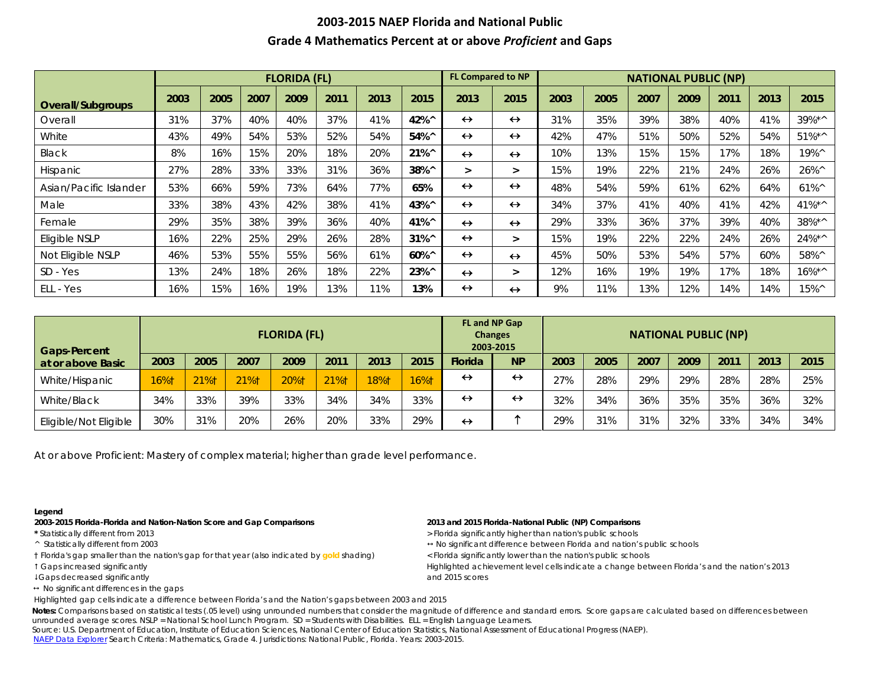## 2003-2015 NAEP Florida and National Public

## Grade 4 Mathematics Percent at or above *Proficient* and Gaps

| Overall/Subgroups | FLORIDA (FL) | | | | | | | FL Compared to NP | | NATIONAL PUBLIC (NP) | | | | | | |
|---|---|---|---|---|---|---|---|---|---|---|---|---|---|---|---|---|
| | 2003 | 2005 | 2007 | 2009 | 2011 | 2013 | 2015 | 2013 | 2015 | 2003 | 2005 | 2007 | 2009 | 2011 | 2013 | 2015 |
| Overall | 31% | 37% | 40% | 40% | 37% | 41% | **42%^** | ↔ | ↔ | 31% | 35% | 39% | 38% | 40% | 41% | 39%*^ |
| White | 43% | 49% | 54% | 53% | 52% | 54% | **54%^** | ↔ | ↔ | 42% | 47% | 51% | 50% | 52% | 54% | 51%*^ |
| Black | 8% | 16% | 15% | 20% | 18% | 20% | **21%^** | ↔ | ↔ | 10% | 13% | 15% | 15% | 17% | 18% | 19%^ |
| Hispanic | 27% | 28% | 33% | 33% | 31% | 36% | **38%^** | > | > | 15% | 19% | 22% | 21% | 24% | 26% | 26%^ |
| Asian/Pacific Islander | 53% | 66% | 59% | 73% | 64% | 77% | **65%** | ↔ | ↔ | 48% | 54% | 59% | 61% | 62% | 64% | 61%^ |
| Male | 33% | 38% | 43% | 42% | 38% | 41% | **43%^** | ↔ | ↔ | 34% | 37% | 41% | 40% | 41% | 42% | 41%*^ |
| Female | 29% | 35% | 38% | 39% | 36% | 40% | **41%^** | ↔ | ↔ | 29% | 33% | 36% | 37% | 39% | 40% | 38%*^ |
| Eligible NSLP | 16% | 22% | 25% | 29% | 26% | 28% | **31%^** | ↔ | > | 15% | 19% | 22% | 22% | 24% | 26% | 24%*^ |
| Not Eligible NSLP | 46% | 53% | 55% | 55% | 56% | 61% | **60%^** | ↔ | ↔ | 45% | 50% | 53% | 54% | 57% | 60% | 58%^ |
| SD - Yes | 13% | 24% | 18% | 26% | 18% | 22% | **23%^** | ↔ | > | 12% | 16% | 19% | 19% | 17% | 18% | 16%*^ |
| ELL - Yes | 16% | 15% | 16% | 19% | 13% | 11% | **13%** | ↔ | ↔ | 9% | 11% | 13% | 12% | 14% | 14% | 15%^ |

| Gaps-Percent at or above Basic | FLORIDA (FL) | | | | | | | FL and NP Gap Changes 2003-2015 | | NATIONAL PUBLIC (NP) | | | | | | |
|---|---|---|---|---|---|---|---|---|---|---|---|---|---|---|---|---|
| | 2003 | 2005 | 2007 | 2009 | 2011 | 2013 | 2015 | Florida | NP | 2003 | 2005 | 2007 | 2009 | 2011 | 2013 | 2015 |
| White/Hispanic | 16%† | 21%† | 21%† | 20%† | 21%† | 18%† | 16%† | ↔ | ↔ | 27% | 28% | 29% | 29% | 28% | 28% | 25% |
| White/Black | 34% | 33% | 39% | 33% | 34% | 34% | 33% | ↔ | ↔ | 32% | 34% | 36% | 35% | 35% | 36% | 32% |
| Eligible/Not Eligible | 30% | 31% | 20% | 26% | 20% | 33% | 29% | ↔ | ↑ | 29% | 31% | 31% | 32% | 33% | 34% | 34% |

At or above Proficient: Mastery of complex material; higher than grade level performance.

**Legend**

**2003-2015 Florida-Florida and Nation-Nation Score and Gap Comparisons**

* Statistically different from 2013
^ Statistically different from 2003
† Florida's gap smaller than the nation's gap for that year (also indicated by gold shading)
↑ Gaps increased significantly
↓ Gaps decreased significantly
↔ No significant differences in the gaps

Highlighted gap cells indicate a difference between Florida's and the Nation's gaps between 2003 and 2015

**2013 and 2015 Florida-National Public (NP) Comparisons**

> Florida significantly higher than nation's public schools
↔ No significant difference between Florida and nation's public schools
< Florida significantly lower than the nation's public schools
Highlighted achievement level cells indicate a change between Florida's and the nation's 2013 and 2015 scores

**Notes:** Comparisons based on statistical tests (.05 level) using unrounded numbers that consider the magnitude of difference and standard errors. Score gaps are calculated based on differences between unrounded average scores. NSLP = National School Lunch Program. SD = Students with Disabilities. ELL = English Language Learners.
Source: U.S. Department of Education, Institute of Education Sciences, National Center of Education Statistics, National Assessment of Educational Progress (NAEP).
NAEP Data Explorer Search Criteria: Mathematics, Grade 4. Jurisdictions: National Public, Florida. Years: 2003-2015.